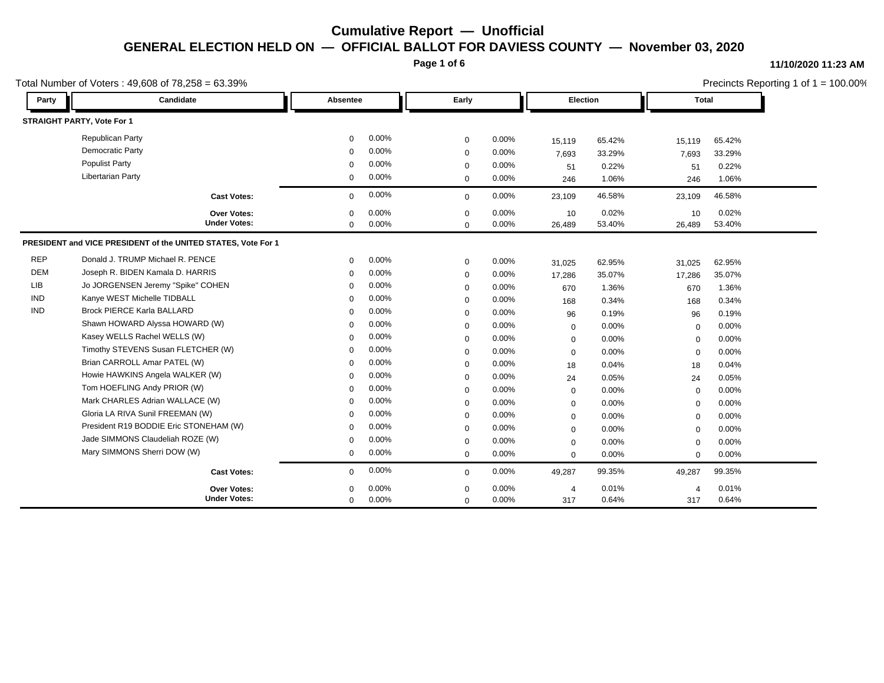# Cumulative Report — Unofficial

## GENERAL ELECTION HELD ON — OFFICIAL BALLOT FOR DAVIESS COUNTY — November 03, 2020

11/10/2020 11:23 AM

Total Number of Voters : 49,608 of 78,258 = 63.39%

Precincts Reporting 1 of 1 = 100.00%

| Party | Candidate | Absentee | | Early | | Election | | Total | |
|---|---|---|---|---|---|---|---|---|---|
| **STRAIGHT PARTY, Vote For 1** | | | | | | | | | |
| | Republican Party | 0 | 0.00% | 0 | 0.00% | 15,119 | 65.42% | 15,119 | 65.42% |
| | Democratic Party | 0 | 0.00% | 0 | 0.00% | 7,693 | 33.29% | 7,693 | 33.29% |
| | Populist Party | 0 | 0.00% | 0 | 0.00% | 51 | 0.22% | 51 | 0.22% |
| | Libertarian Party | 0 | 0.00% | 0 | 0.00% | 246 | 1.06% | 246 | 1.06% |
| | **Cast Votes:** | 0 | 0.00% | 0 | 0.00% | 23,109 | 46.58% | 23,109 | 46.58% |
| | **Over Votes:** | 0 | 0.00% | 0 | 0.00% | 10 | 0.02% | 10 | 0.02% |
| | **Under Votes:** | 0 | 0.00% | 0 | 0.00% | 26,489 | 53.40% | 26,489 | 53.40% |
| **PRESIDENT and VICE PRESIDENT of the UNITED STATES, Vote For 1** | | | | | | | | | |
| REP | Donald J. TRUMP Michael R. PENCE | 0 | 0.00% | 0 | 0.00% | 31,025 | 62.95% | 31,025 | 62.95% |
| DEM | Joseph R. BIDEN Kamala D. HARRIS | 0 | 0.00% | 0 | 0.00% | 17,286 | 35.07% | 17,286 | 35.07% |
| LIB | Jo JORGENSEN Jeremy "Spike" COHEN | 0 | 0.00% | 0 | 0.00% | 670 | 1.36% | 670 | 1.36% |
| IND | Kanye WEST Michelle TIDBALL | 0 | 0.00% | 0 | 0.00% | 168 | 0.34% | 168 | 0.34% |
| IND | Brock PIERCE Karla BALLARD | 0 | 0.00% | 0 | 0.00% | 96 | 0.19% | 96 | 0.19% |
| | Shawn HOWARD Alyssa HOWARD (W) | 0 | 0.00% | 0 | 0.00% | 0 | 0.00% | 0 | 0.00% |
| | Kasey WELLS Rachel WELLS (W) | 0 | 0.00% | 0 | 0.00% | 0 | 0.00% | 0 | 0.00% |
| | Timothy STEVENS Susan FLETCHER (W) | 0 | 0.00% | 0 | 0.00% | 0 | 0.00% | 0 | 0.00% |
| | Brian CARROLL Amar PATEL (W) | 0 | 0.00% | 0 | 0.00% | 18 | 0.04% | 18 | 0.04% |
| | Howie HAWKINS Angela WALKER (W) | 0 | 0.00% | 0 | 0.00% | 24 | 0.05% | 24 | 0.05% |
| | Tom HOEFLING Andy PRIOR (W) | 0 | 0.00% | 0 | 0.00% | 0 | 0.00% | 0 | 0.00% |
| | Mark CHARLES Adrian WALLACE (W) | 0 | 0.00% | 0 | 0.00% | 0 | 0.00% | 0 | 0.00% |
| | Gloria LA RIVA Sunil FREEMAN (W) | 0 | 0.00% | 0 | 0.00% | 0 | 0.00% | 0 | 0.00% |
| | President R19 BODDIE Eric STONEHAM (W) | 0 | 0.00% | 0 | 0.00% | 0 | 0.00% | 0 | 0.00% |
| | Jade SIMMONS Claudeliah ROZE (W) | 0 | 0.00% | 0 | 0.00% | 0 | 0.00% | 0 | 0.00% |
| | Mary SIMMONS Sherri DOW (W) | 0 | 0.00% | 0 | 0.00% | 0 | 0.00% | 0 | 0.00% |
| | **Cast Votes:** | 0 | 0.00% | 0 | 0.00% | 49,287 | 99.35% | 49,287 | 99.35% |
| | **Over Votes:** | 0 | 0.00% | 0 | 0.00% | 4 | 0.01% | 4 | 0.01% |
| | **Under Votes:** | 0 | 0.00% | 0 | 0.00% | 317 | 0.64% | 317 | 0.64% |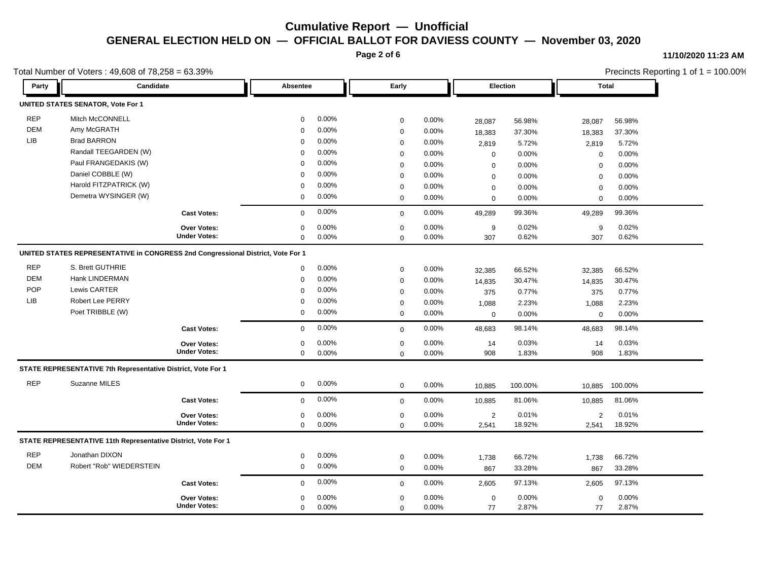# Cumulative Report — Unofficial

## GENERAL ELECTION HELD ON — OFFICIAL BALLOT FOR DAVIESS COUNTY — November 03, 2020

11/10/2020 11:23 AM

Total Number of Voters : 49,608 of 78,258 = 63.39%

Precincts Reporting 1 of 1 = 100.00%

### UNITED STATES SENATOR, Vote For 1

| Party | Candidate | Absentee | | Early | | Election | | Total | |
|---|---|---|---|---|---|---|---|---|---|
| REP | Mitch McCONNELL | 0 | 0.00% | 0 | 0.00% | 28,087 | 56.98% | 28,087 | 56.98% |
| DEM | Amy McGRATH | 0 | 0.00% | 0 | 0.00% | 18,383 | 37.30% | 18,383 | 37.30% |
| LIB | Brad BARRON | 0 | 0.00% | 0 | 0.00% | 2,819 | 5.72% | 2,819 | 5.72% |
| | Randall TEEGARDEN (W) | 0 | 0.00% | 0 | 0.00% | 0 | 0.00% | 0 | 0.00% |
| | Paul FRANGEDAKIS (W) | 0 | 0.00% | 0 | 0.00% | 0 | 0.00% | 0 | 0.00% |
| | Daniel COBBLE (W) | 0 | 0.00% | 0 | 0.00% | 0 | 0.00% | 0 | 0.00% |
| | Harold FITZPATRICK (W) | 0 | 0.00% | 0 | 0.00% | 0 | 0.00% | 0 | 0.00% |
| | Demetra WYSINGER (W) | 0 | 0.00% | 0 | 0.00% | 0 | 0.00% | 0 | 0.00% |
| | **Cast Votes:** | 0 | 0.00% | 0 | 0.00% | 49,289 | 99.36% | 49,289 | 99.36% |
| | **Over Votes:** | 0 | 0.00% | 0 | 0.00% | 9 | 0.02% | 9 | 0.02% |
| | **Under Votes:** | 0 | 0.00% | 0 | 0.00% | 307 | 0.62% | 307 | 0.62% |

### UNITED STATES REPRESENTATIVE in CONGRESS 2nd Congressional District, Vote For 1

| Party | Candidate | Absentee | | Early | | Election | | Total | |
|---|---|---|---|---|---|---|---|---|---|
| REP | S. Brett GUTHRIE | 0 | 0.00% | 0 | 0.00% | 32,385 | 66.52% | 32,385 | 66.52% |
| DEM | Hank LINDERMAN | 0 | 0.00% | 0 | 0.00% | 14,835 | 30.47% | 14,835 | 30.47% |
| POP | Lewis CARTER | 0 | 0.00% | 0 | 0.00% | 375 | 0.77% | 375 | 0.77% |
| LIB | Robert Lee PERRY | 0 | 0.00% | 0 | 0.00% | 1,088 | 2.23% | 1,088 | 2.23% |
| | Poet TRIBBLE (W) | 0 | 0.00% | 0 | 0.00% | 0 | 0.00% | 0 | 0.00% |
| | **Cast Votes:** | 0 | 0.00% | 0 | 0.00% | 48,683 | 98.14% | 48,683 | 98.14% |
| | **Over Votes:** | 0 | 0.00% | 0 | 0.00% | 14 | 0.03% | 14 | 0.03% |
| | **Under Votes:** | 0 | 0.00% | 0 | 0.00% | 908 | 1.83% | 908 | 1.83% |

### STATE REPRESENTATIVE 7th Representative District, Vote For 1

| Party | Candidate | Absentee | | Early | | Election | | Total | |
|---|---|---|---|---|---|---|---|---|---|
| REP | Suzanne MILES | 0 | 0.00% | 0 | 0.00% | 10,885 | 100.00% | 10,885 | 100.00% |
| | **Cast Votes:** | 0 | 0.00% | 0 | 0.00% | 10,885 | 81.06% | 10,885 | 81.06% |
| | **Over Votes:** | 0 | 0.00% | 0 | 0.00% | 2 | 0.01% | 2 | 0.01% |
| | **Under Votes:** | 0 | 0.00% | 0 | 0.00% | 2,541 | 18.92% | 2,541 | 18.92% |

### STATE REPRESENTATIVE 11th Representative District, Vote For 1

| Party | Candidate | Absentee | | Early | | Election | | Total | |
|---|---|---|---|---|---|---|---|---|---|
| REP | Jonathan DIXON | 0 | 0.00% | 0 | 0.00% | 1,738 | 66.72% | 1,738 | 66.72% |
| DEM | Robert "Rob" WIEDERSTEIN | 0 | 0.00% | 0 | 0.00% | 867 | 33.28% | 867 | 33.28% |
| | **Cast Votes:** | 0 | 0.00% | 0 | 0.00% | 2,605 | 97.13% | 2,605 | 97.13% |
| | **Over Votes:** | 0 | 0.00% | 0 | 0.00% | 0 | 0.00% | 0 | 0.00% |
| | **Under Votes:** | 0 | 0.00% | 0 | 0.00% | 77 | 2.87% | 77 | 2.87% |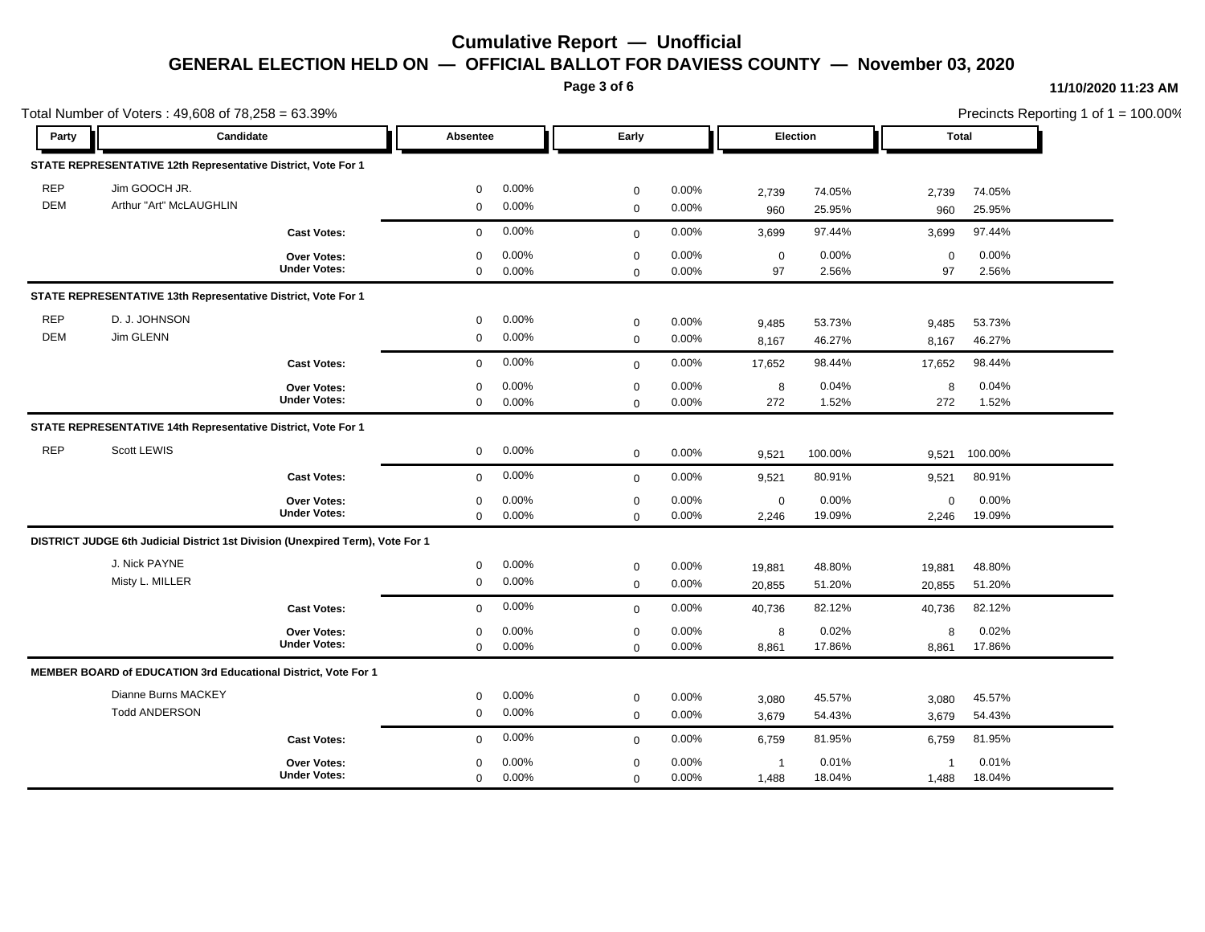# Cumulative Report — Unofficial

## GENERAL ELECTION HELD ON — OFFICIAL BALLOT FOR DAVIESS COUNTY — November 03, 2020

11/10/2020 11:23 AM

Total Number of Voters : 49,608 of 78,258 = 63.39%

Precincts Reporting 1 of 1 = 100.00%

| Party | Candidate | Absentee | | Early | | Election | | Total | |
|---|---|---|---|---|---|---|---|---|---|
| **STATE REPRESENTATIVE 12th Representative District, Vote For 1** | | | | | | | | | |
| REP | Jim GOOCH JR. | 0 | 0.00% | 0 | 0.00% | 2,739 | 74.05% | 2,739 | 74.05% |
| DEM | Arthur "Art" McLAUGHLIN | 0 | 0.00% | 0 | 0.00% | 960 | 25.95% | 960 | 25.95% |
| | **Cast Votes:** | 0 | 0.00% | 0 | 0.00% | 3,699 | 97.44% | 3,699 | 97.44% |
| | **Over Votes:** | 0 | 0.00% | 0 | 0.00% | 0 | 0.00% | 0 | 0.00% |
| | **Under Votes:** | 0 | 0.00% | 0 | 0.00% | 97 | 2.56% | 97 | 2.56% |
| **STATE REPRESENTATIVE 13th Representative District, Vote For 1** | | | | | | | | | |
| REP | D. J. JOHNSON | 0 | 0.00% | 0 | 0.00% | 9,485 | 53.73% | 9,485 | 53.73% |
| DEM | Jim GLENN | 0 | 0.00% | 0 | 0.00% | 8,167 | 46.27% | 8,167 | 46.27% |
| | **Cast Votes:** | 0 | 0.00% | 0 | 0.00% | 17,652 | 98.44% | 17,652 | 98.44% |
| | **Over Votes:** | 0 | 0.00% | 0 | 0.00% | 8 | 0.04% | 8 | 0.04% |
| | **Under Votes:** | 0 | 0.00% | 0 | 0.00% | 272 | 1.52% | 272 | 1.52% |
| **STATE REPRESENTATIVE 14th Representative District, Vote For 1** | | | | | | | | | |
| REP | Scott LEWIS | 0 | 0.00% | 0 | 0.00% | 9,521 | 100.00% | 9,521 | 100.00% |
| | **Cast Votes:** | 0 | 0.00% | 0 | 0.00% | 9,521 | 80.91% | 9,521 | 80.91% |
| | **Over Votes:** | 0 | 0.00% | 0 | 0.00% | 0 | 0.00% | 0 | 0.00% |
| | **Under Votes:** | 0 | 0.00% | 0 | 0.00% | 2,246 | 19.09% | 2,246 | 19.09% |
| **DISTRICT JUDGE 6th Judicial District 1st Division (Unexpired Term), Vote For 1** | | | | | | | | | |
| | J. Nick PAYNE | 0 | 0.00% | 0 | 0.00% | 19,881 | 48.80% | 19,881 | 48.80% |
| | Misty L. MILLER | 0 | 0.00% | 0 | 0.00% | 20,855 | 51.20% | 20,855 | 51.20% |
| | **Cast Votes:** | 0 | 0.00% | 0 | 0.00% | 40,736 | 82.12% | 40,736 | 82.12% |
| | **Over Votes:** | 0 | 0.00% | 0 | 0.00% | 8 | 0.02% | 8 | 0.02% |
| | **Under Votes:** | 0 | 0.00% | 0 | 0.00% | 8,861 | 17.86% | 8,861 | 17.86% |
| **MEMBER BOARD of EDUCATION 3rd Educational District, Vote For 1** | | | | | | | | | |
| | Dianne Burns MACKEY | 0 | 0.00% | 0 | 0.00% | 3,080 | 45.57% | 3,080 | 45.57% |
| | Todd ANDERSON | 0 | 0.00% | 0 | 0.00% | 3,679 | 54.43% | 3,679 | 54.43% |
| | **Cast Votes:** | 0 | 0.00% | 0 | 0.00% | 6,759 | 81.95% | 6,759 | 81.95% |
| | **Over Votes:** | 0 | 0.00% | 0 | 0.00% | 1 | 0.01% | 1 | 0.01% |
| | **Under Votes:** | 0 | 0.00% | 0 | 0.00% | 1,488 | 18.04% | 1,488 | 18.04% |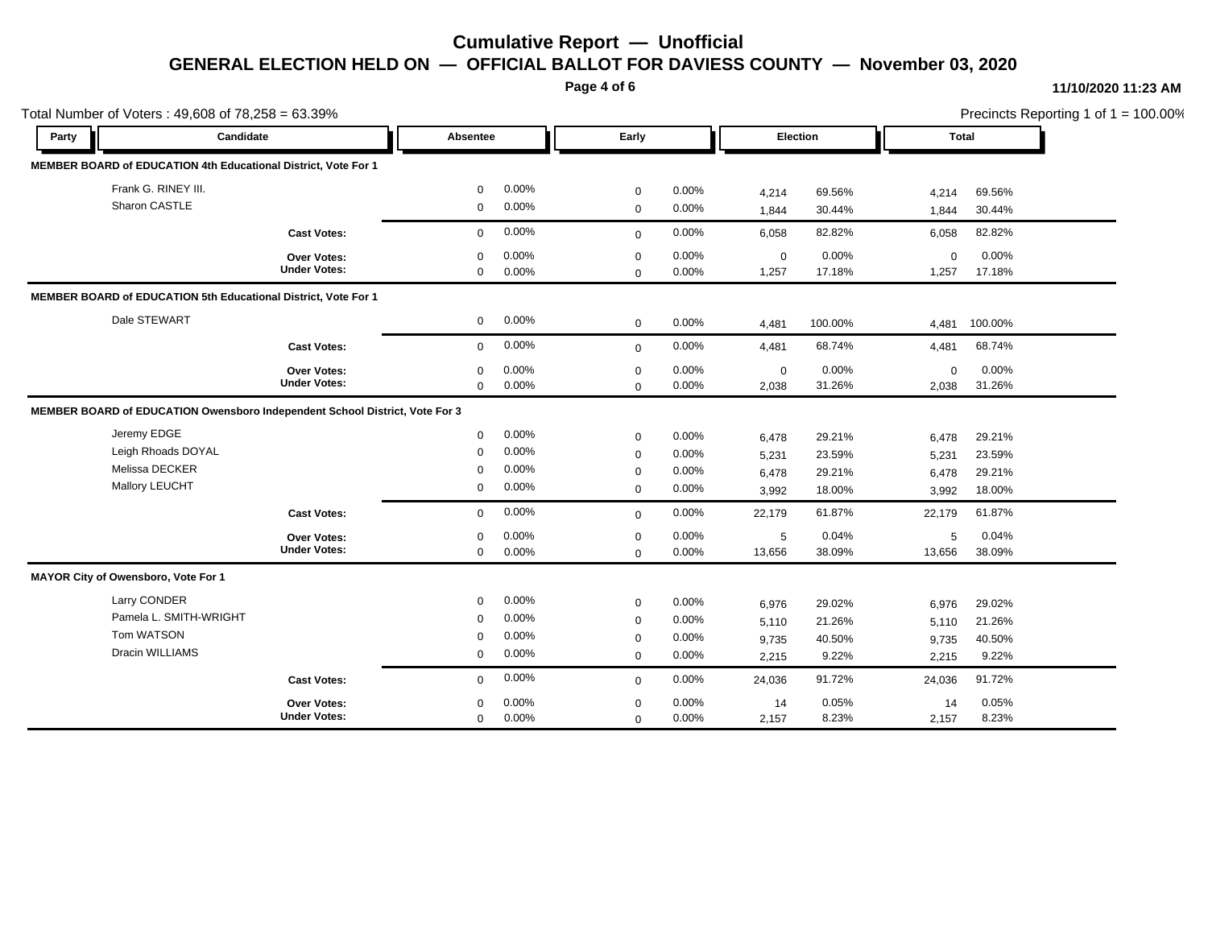# Cumulative Report — Unofficial

## GENERAL ELECTION HELD ON — OFFICIAL BALLOT FOR DAVIESS COUNTY — November 03, 2020

11/10/2020 11:23 AM

Total Number of Voters : 49,608 of 78,258 = 63.39%

Precincts Reporting 1 of 1 = 100.00%

| Party | Candidate | Absentee | | Early | | Election | | Total | |
|---|---|---|---|---|---|---|---|---|---|
| **MEMBER BOARD of EDUCATION 4th Educational District, Vote For 1** | | | | | | | | | |
| | Frank G. RINEY III. | 0 | 0.00% | 0 | 0.00% | 4,214 | 69.56% | 4,214 | 69.56% |
| | Sharon CASTLE | 0 | 0.00% | 0 | 0.00% | 1,844 | 30.44% | 1,844 | 30.44% |
| | **Cast Votes:** | 0 | 0.00% | 0 | 0.00% | 6,058 | 82.82% | 6,058 | 82.82% |
| | **Over Votes:** | 0 | 0.00% | 0 | 0.00% | 0 | 0.00% | 0 | 0.00% |
| | **Under Votes:** | 0 | 0.00% | 0 | 0.00% | 1,257 | 17.18% | 1,257 | 17.18% |
| **MEMBER BOARD of EDUCATION 5th Educational District, Vote For 1** | | | | | | | | | |
| | Dale STEWART | 0 | 0.00% | 0 | 0.00% | 4,481 | 100.00% | 4,481 | 100.00% |
| | **Cast Votes:** | 0 | 0.00% | 0 | 0.00% | 4,481 | 68.74% | 4,481 | 68.74% |
| | **Over Votes:** | 0 | 0.00% | 0 | 0.00% | 0 | 0.00% | 0 | 0.00% |
| | **Under Votes:** | 0 | 0.00% | 0 | 0.00% | 2,038 | 31.26% | 2,038 | 31.26% |
| **MEMBER BOARD of EDUCATION Owensboro Independent School District, Vote For 3** | | | | | | | | | |
| | Jeremy EDGE | 0 | 0.00% | 0 | 0.00% | 6,478 | 29.21% | 6,478 | 29.21% |
| | Leigh Rhoads DOYAL | 0 | 0.00% | 0 | 0.00% | 5,231 | 23.59% | 5,231 | 23.59% |
| | Melissa DECKER | 0 | 0.00% | 0 | 0.00% | 6,478 | 29.21% | 6,478 | 29.21% |
| | Mallory LEUCHT | 0 | 0.00% | 0 | 0.00% | 3,992 | 18.00% | 3,992 | 18.00% |
| | **Cast Votes:** | 0 | 0.00% | 0 | 0.00% | 22,179 | 61.87% | 22,179 | 61.87% |
| | **Over Votes:** | 0 | 0.00% | 0 | 0.00% | 5 | 0.04% | 5 | 0.04% |
| | **Under Votes:** | 0 | 0.00% | 0 | 0.00% | 13,656 | 38.09% | 13,656 | 38.09% |
| **MAYOR City of Owensboro, Vote For 1** | | | | | | | | | |
| | Larry CONDER | 0 | 0.00% | 0 | 0.00% | 6,976 | 29.02% | 6,976 | 29.02% |
| | Pamela L. SMITH-WRIGHT | 0 | 0.00% | 0 | 0.00% | 5,110 | 21.26% | 5,110 | 21.26% |
| | Tom WATSON | 0 | 0.00% | 0 | 0.00% | 9,735 | 40.50% | 9,735 | 40.50% |
| | Dracin WILLIAMS | 0 | 0.00% | 0 | 0.00% | 2,215 | 9.22% | 2,215 | 9.22% |
| | **Cast Votes:** | 0 | 0.00% | 0 | 0.00% | 24,036 | 91.72% | 24,036 | 91.72% |
| | **Over Votes:** | 0 | 0.00% | 0 | 0.00% | 14 | 0.05% | 14 | 0.05% |
| | **Under Votes:** | 0 | 0.00% | 0 | 0.00% | 2,157 | 8.23% | 2,157 | 8.23% |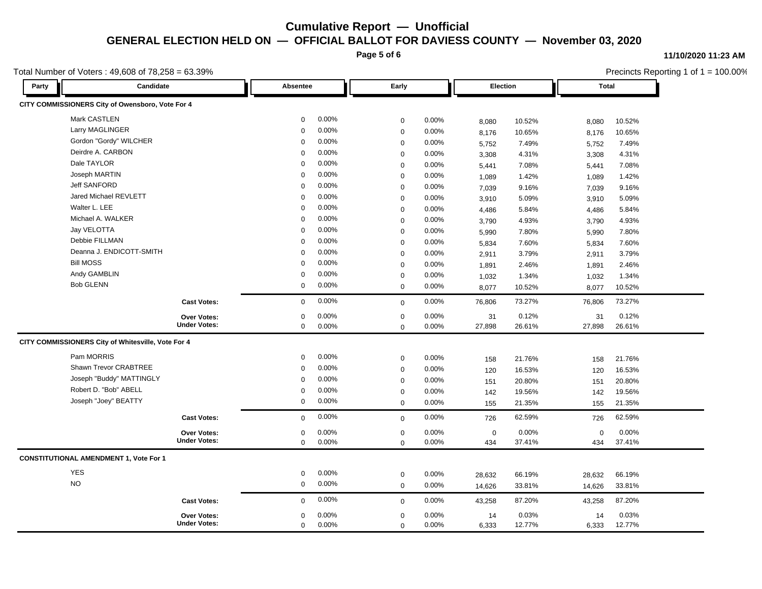# Cumulative Report — Unofficial

## GENERAL ELECTION HELD ON — OFFICIAL BALLOT FOR DAVIESS COUNTY — November 03, 2020

11/10/2020 11:23 AM

Total Number of Voters : 49,608 of 78,258 = 63.39%

Precincts Reporting 1 of 1 = 100.00%

| Party | Candidate | Absentee | | Early | | Election | | Total | |
|---|---|---|---|---|---|---|---|---|---|
| **CITY COMMISSIONERS City of Owensboro, Vote For 4** | | | | | | | | | |
| | Mark CASTLEN | 0 | 0.00% | 0 | 0.00% | 8,080 | 10.52% | 8,080 | 10.52% |
| | Larry MAGLINGER | 0 | 0.00% | 0 | 0.00% | 8,176 | 10.65% | 8,176 | 10.65% |
| | Gordon "Gordy" WILCHER | 0 | 0.00% | 0 | 0.00% | 5,752 | 7.49% | 5,752 | 7.49% |
| | Deirdre A. CARBON | 0 | 0.00% | 0 | 0.00% | 3,308 | 4.31% | 3,308 | 4.31% |
| | Dale TAYLOR | 0 | 0.00% | 0 | 0.00% | 5,441 | 7.08% | 5,441 | 7.08% |
| | Joseph MARTIN | 0 | 0.00% | 0 | 0.00% | 1,089 | 1.42% | 1,089 | 1.42% |
| | Jeff SANFORD | 0 | 0.00% | 0 | 0.00% | 7,039 | 9.16% | 7,039 | 9.16% |
| | Jared Michael REVLETT | 0 | 0.00% | 0 | 0.00% | 3,910 | 5.09% | 3,910 | 5.09% |
| | Walter L. LEE | 0 | 0.00% | 0 | 0.00% | 4,486 | 5.84% | 4,486 | 5.84% |
| | Michael A. WALKER | 0 | 0.00% | 0 | 0.00% | 3,790 | 4.93% | 3,790 | 4.93% |
| | Jay VELOTTA | 0 | 0.00% | 0 | 0.00% | 5,990 | 7.80% | 5,990 | 7.80% |
| | Debbie FILLMAN | 0 | 0.00% | 0 | 0.00% | 5,834 | 7.60% | 5,834 | 7.60% |
| | Deanna J. ENDICOTT-SMITH | 0 | 0.00% | 0 | 0.00% | 2,911 | 3.79% | 2,911 | 3.79% |
| | Bill MOSS | 0 | 0.00% | 0 | 0.00% | 1,891 | 2.46% | 1,891 | 2.46% |
| | Andy GAMBLIN | 0 | 0.00% | 0 | 0.00% | 1,032 | 1.34% | 1,032 | 1.34% |
| | Bob GLENN | 0 | 0.00% | 0 | 0.00% | 8,077 | 10.52% | 8,077 | 10.52% |
| | **Cast Votes:** | 0 | 0.00% | 0 | 0.00% | 76,806 | 73.27% | 76,806 | 73.27% |
| | **Over Votes:** | 0 | 0.00% | 0 | 0.00% | 31 | 0.12% | 31 | 0.12% |
| | **Under Votes:** | 0 | 0.00% | 0 | 0.00% | 27,898 | 26.61% | 27,898 | 26.61% |
| **CITY COMMISSIONERS City of Whitesville, Vote For 4** | | | | | | | | | |
| | Pam MORRIS | 0 | 0.00% | 0 | 0.00% | 158 | 21.76% | 158 | 21.76% |
| | Shawn Trevor CRABTREE | 0 | 0.00% | 0 | 0.00% | 120 | 16.53% | 120 | 16.53% |
| | Joseph "Buddy" MATTINGLY | 0 | 0.00% | 0 | 0.00% | 151 | 20.80% | 151 | 20.80% |
| | Robert D. "Bob" ABELL | 0 | 0.00% | 0 | 0.00% | 142 | 19.56% | 142 | 19.56% |
| | Joseph "Joey" BEATTY | 0 | 0.00% | 0 | 0.00% | 155 | 21.35% | 155 | 21.35% |
| | **Cast Votes:** | 0 | 0.00% | 0 | 0.00% | 726 | 62.59% | 726 | 62.59% |
| | **Over Votes:** | 0 | 0.00% | 0 | 0.00% | 0 | 0.00% | 0 | 0.00% |
| | **Under Votes:** | 0 | 0.00% | 0 | 0.00% | 434 | 37.41% | 434 | 37.41% |
| **CONSTITUTIONAL AMENDMENT 1, Vote For 1** | | | | | | | | | |
| | YES | 0 | 0.00% | 0 | 0.00% | 28,632 | 66.19% | 28,632 | 66.19% |
| | NO | 0 | 0.00% | 0 | 0.00% | 14,626 | 33.81% | 14,626 | 33.81% |
| | **Cast Votes:** | 0 | 0.00% | 0 | 0.00% | 43,258 | 87.20% | 43,258 | 87.20% |
| | **Over Votes:** | 0 | 0.00% | 0 | 0.00% | 14 | 0.03% | 14 | 0.03% |
| | **Under Votes:** | 0 | 0.00% | 0 | 0.00% | 6,333 | 12.77% | 6,333 | 12.77% |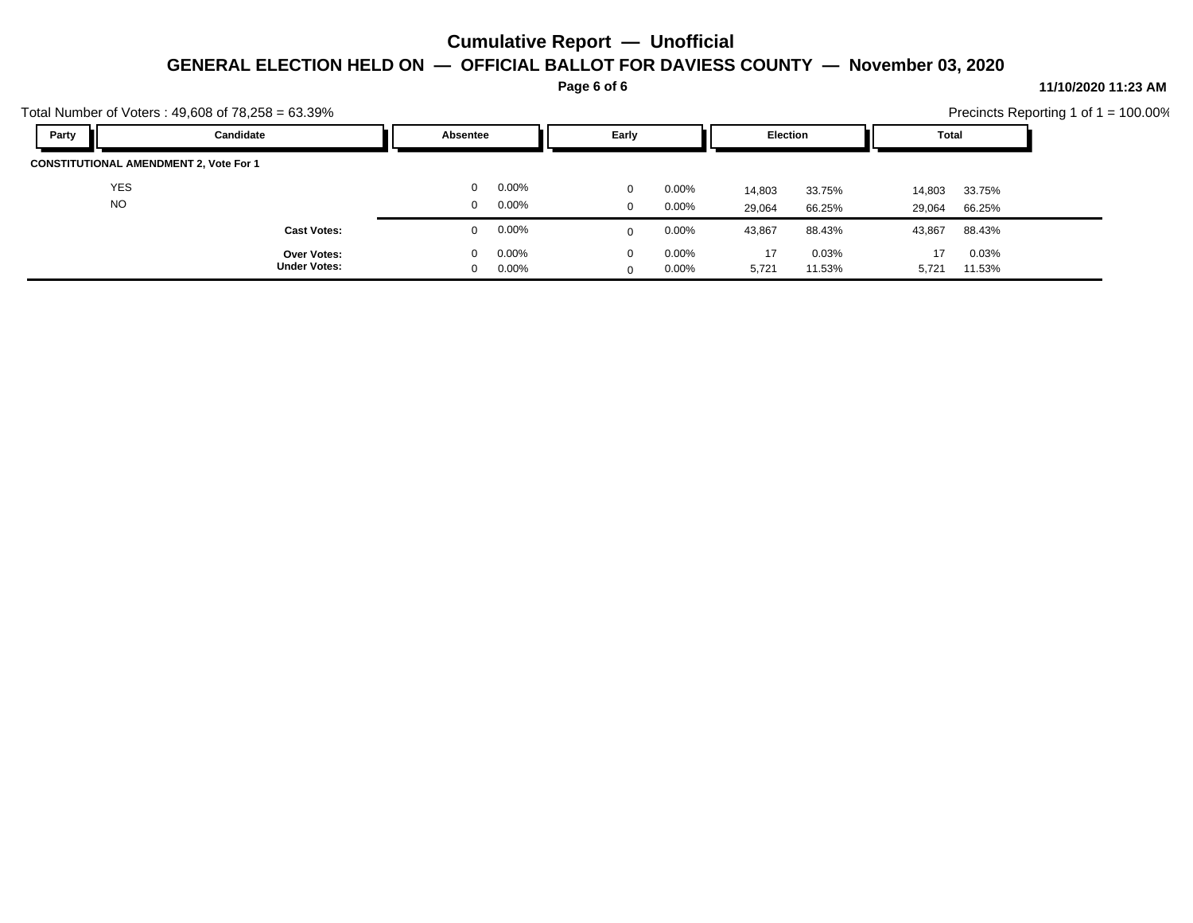# Cumulative Report — Unofficial

## GENERAL ELECTION HELD ON — OFFICIAL BALLOT FOR DAVIESS COUNTY — November 03, 2020

11/10/2020 11:23 AM

Total Number of Voters : 49,608 of 78,258 = 63.39%

Precincts Reporting 1 of 1 = 100.00%

| Party | Candidate | Absentee | | Early | | Election | | Total | |
|---|---|---|---|---|---|---|---|---|---|
| **CONSTITUTIONAL AMENDMENT 2, Vote For 1** | | | | | | | | | |
| | YES | 0 | 0.00% | 0 | 0.00% | 14,803 | 33.75% | 14,803 | 33.75% |
| | NO | 0 | 0.00% | 0 | 0.00% | 29,064 | 66.25% | 29,064 | 66.25% |
| | **Cast Votes:** | 0 | 0.00% | 0 | 0.00% | 43,867 | 88.43% | 43,867 | 88.43% |
| | **Over Votes:** | 0 | 0.00% | 0 | 0.00% | 17 | 0.03% | 17 | 0.03% |
| | **Under Votes:** | 0 | 0.00% | 0 | 0.00% | 5,721 | 11.53% | 5,721 | 11.53% |